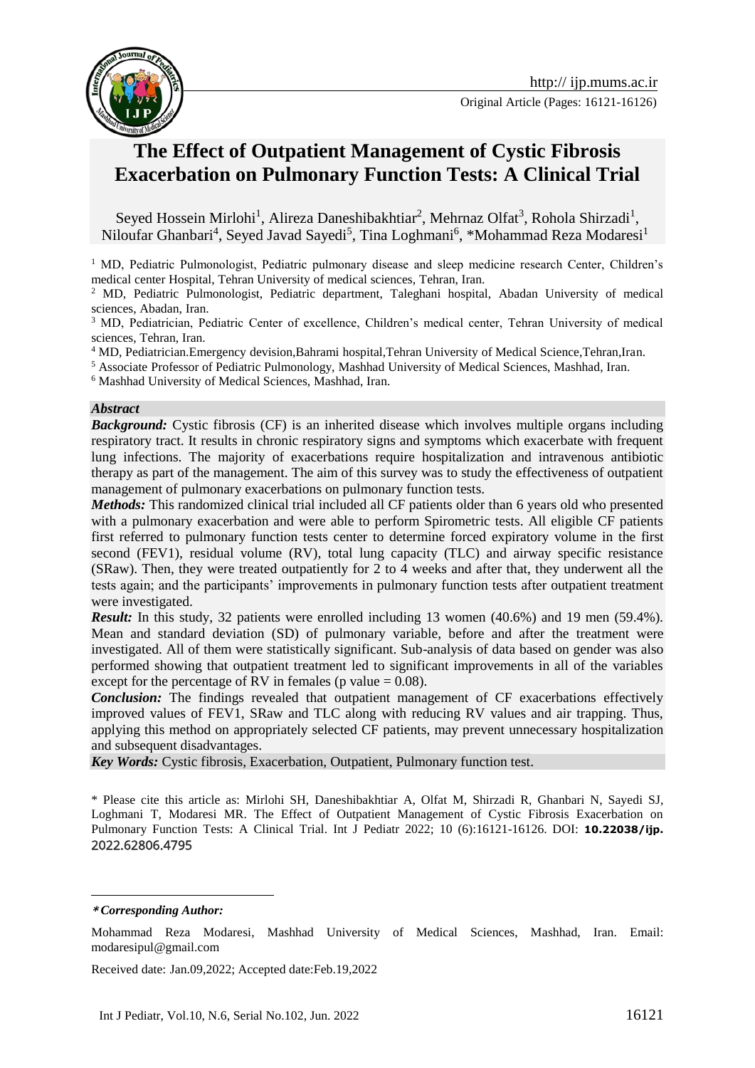Original Article (Pages: 16121-16126)

# The Effect of Outpatient Management of Cystic Fibrosis Exacerbation on Pulmonary Function Tests: A Clinical Trial

Seyed Hossein Mirlohi[1], Alireza Daneshibakhtiar[2], Mehrnaz Olfat[3], Rohola Shirzadi[1], Niloufar Ghanbari[4], Seyed Javad Sayedi[5], Tina Loghmani[6], *Mohammad Reza Modaresi[1]

[1] MD, Pediatric Pulmonologist, Pediatric pulmonary disease and sleep medicine research Center, Children's medical center Hospital, Tehran University of medical sciences, Tehran, Iran.

[2] MD, Pediatric Pulmonologist, Pediatric department, Taleghani hospital, Abadan University of medical sciences, Abadan, Iran.

[3] MD, Pediatrician, Pediatric Center of excellence, Children's medical center, Tehran University of medical sciences, Tehran, Iran.

[4] MD, Pediatrician.Emergency devision,Bahrami hospital,Tehran University of Medical Science,Tehran,Iran.

[5] Associate Professor of Pediatric Pulmonology, Mashhad University of Medical Sciences, Mashhad, Iran.

[6] Mashhad University of Medical Sciences, Mashhad, Iran.

## *Abstract*

***Background:*** Cystic fibrosis (CF) is an inherited disease which involves multiple organs including respiratory tract. It results in chronic respiratory signs and symptoms which exacerbate with frequent lung infections. The majority of exacerbations require hospitalization and intravenous antibiotic therapy as part of the management. The aim of this survey was to study the effectiveness of outpatient management of pulmonary exacerbations on pulmonary function tests.

***Methods:*** This randomized clinical trial included all CF patients older than 6 years old who presented with a pulmonary exacerbation and were able to perform Spirometric tests. All eligible CF patients first referred to pulmonary function tests center to determine forced expiratory volume in the first second (FEV1), residual volume (RV), total lung capacity (TLC) and airway specific resistance (SRaw). Then, they were treated outpatiently for 2 to 4 weeks and after that, they underwent all the tests again; and the participants' improvements in pulmonary function tests after outpatient treatment were investigated.

***Result:*** In this study, 32 patients were enrolled including 13 women (40.6%) and 19 men (59.4%). Mean and standard deviation (SD) of pulmonary variable, before and after the treatment were investigated. All of them were statistically significant. Sub-analysis of data based on gender was also performed showing that outpatient treatment led to significant improvements in all of the variables except for the percentage of RV in females (p value = 0.08).

***Conclusion:*** The findings revealed that outpatient management of CF exacerbations effectively improved values of FEV1, SRaw and TLC along with reducing RV values and air trapping. Thus, applying this method on appropriately selected CF patients, may prevent unnecessary hospitalization and subsequent disadvantages.

***Key Words:*** Cystic fibrosis, Exacerbation, Outpatient, Pulmonary function test.

\* Please cite this article as: Mirlohi SH, Daneshibakhtiar A, Olfat M, Shirzadi R, Ghanbari N, Sayedi SJ, Loghmani T, Modaresi MR. The Effect of Outpatient Management of Cystic Fibrosis Exacerbation on Pulmonary Function Tests: A Clinical Trial. Int J Pediatr 2022; 10 (6):16121-16126. DOI: **10.22038/ijp.** 2022.62806.4795

---

***Corresponding Author:***

Mohammad Reza Modaresi, Mashhad University of Medical Sciences, Mashhad, Iran. Email: modaresipul@gmail.com

Received date: Jan.09,2022; Accepted date:Feb.19,2022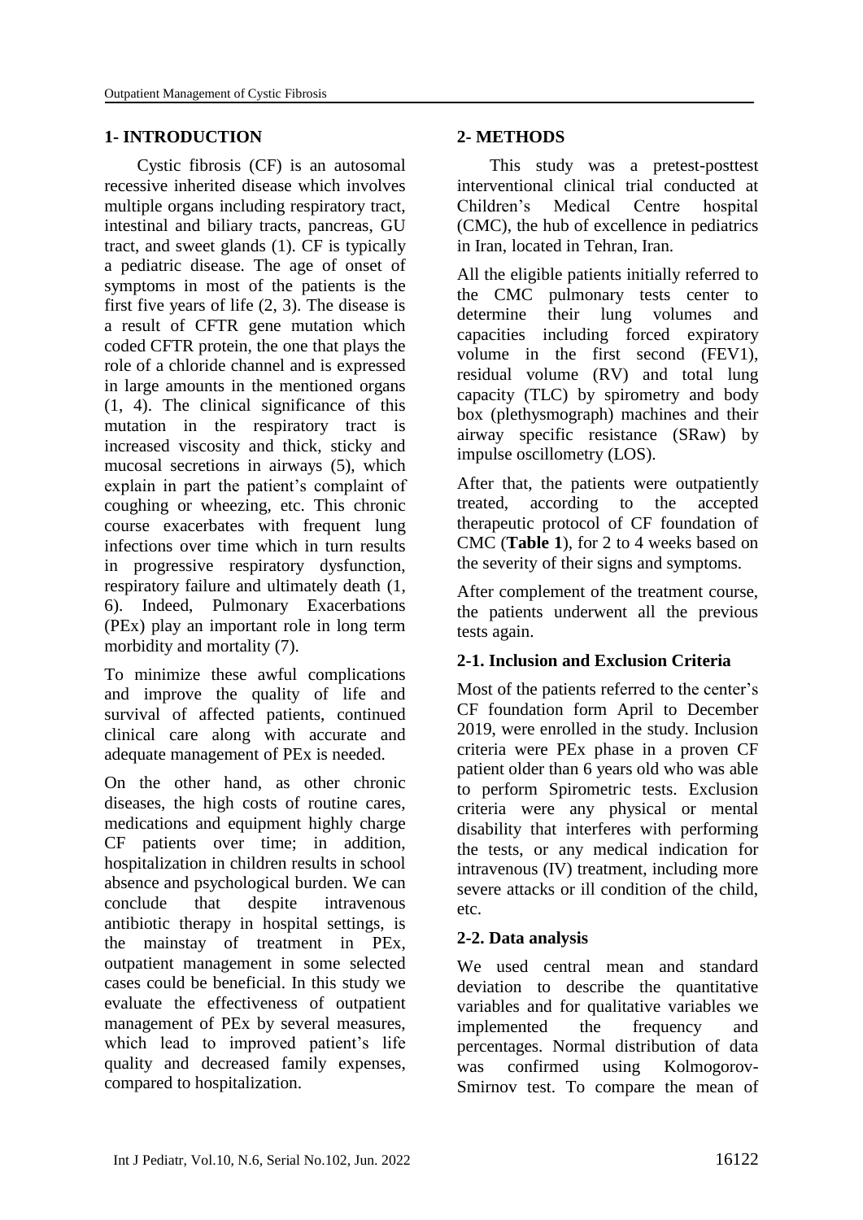## 1- INTRODUCTION

Cystic fibrosis (CF) is an autosomal recessive inherited disease which involves multiple organs including respiratory tract, intestinal and biliary tracts, pancreas, GU tract, and sweet glands (1). CF is typically a pediatric disease. The age of onset of symptoms in most of the patients is the first five years of life (2, 3). The disease is a result of CFTR gene mutation which coded CFTR protein, the one that plays the role of a chloride channel and is expressed in large amounts in the mentioned organs (1, 4). The clinical significance of this mutation in the respiratory tract is increased viscosity and thick, sticky and mucosal secretions in airways (5), which explain in part the patient's complaint of coughing or wheezing, etc. This chronic course exacerbates with frequent lung infections over time which in turn results in progressive respiratory dysfunction, respiratory failure and ultimately death (1, 6). Indeed, Pulmonary Exacerbations (PEx) play an important role in long term morbidity and mortality (7).

To minimize these awful complications and improve the quality of life and survival of affected patients, continued clinical care along with accurate and adequate management of PEx is needed.

On the other hand, as other chronic diseases, the high costs of routine cares, medications and equipment highly charge CF patients over time; in addition, hospitalization in children results in school absence and psychological burden. We can conclude that despite intravenous antibiotic therapy in hospital settings, is the mainstay of treatment in PEx, outpatient management in some selected cases could be beneficial. In this study we evaluate the effectiveness of outpatient management of PEx by several measures, which lead to improved patient's life quality and decreased family expenses, compared to hospitalization.

## 2- METHODS

This study was a pretest-posttest interventional clinical trial conducted at Children's Medical Centre hospital (CMC), the hub of excellence in pediatrics in Iran, located in Tehran, Iran.

All the eligible patients initially referred to the CMC pulmonary tests center to determine their lung volumes and capacities including forced expiratory volume in the first second (FEV1), residual volume (RV) and total lung capacity (TLC) by spirometry and body box (plethysmograph) machines and their airway specific resistance (SRaw) by impulse oscillometry (LOS).

After that, the patients were outpatiently treated, according to the accepted therapeutic protocol of CF foundation of CMC (**Table 1**), for 2 to 4 weeks based on the severity of their signs and symptoms.

After complement of the treatment course, the patients underwent all the previous tests again.

### 2-1. Inclusion and Exclusion Criteria

Most of the patients referred to the center's CF foundation form April to December 2019, were enrolled in the study. Inclusion criteria were PEx phase in a proven CF patient older than 6 years old who was able to perform Spirometric tests. Exclusion criteria were any physical or mental disability that interferes with performing the tests, or any medical indication for intravenous (IV) treatment, including more severe attacks or ill condition of the child, etc.

### 2-2. Data analysis

We used central mean and standard deviation to describe the quantitative variables and for qualitative variables we implemented the frequency and percentages. Normal distribution of data was confirmed using Kolmogorov-Smirnov test. To compare the mean of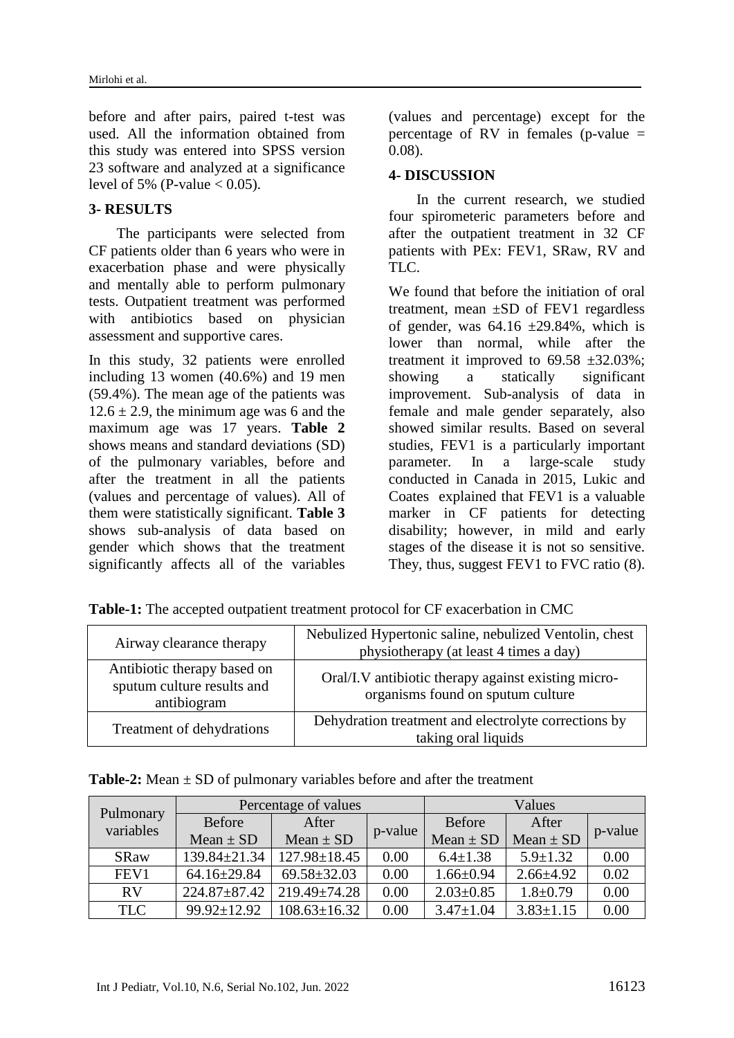before and after pairs, paired t-test was used. All the information obtained from this study was entered into SPSS version 23 software and analyzed at a significance level of 5% (P-value < 0.05).

## 3- RESULTS

The participants were selected from CF patients older than 6 years who were in exacerbation phase and were physically and mentally able to perform pulmonary tests. Outpatient treatment was performed with antibiotics based on physician assessment and supportive cares.

In this study, 32 patients were enrolled including 13 women (40.6%) and 19 men (59.4%). The mean age of the patients was $12.6 \pm 2.9$, the minimum age was 6 and the maximum age was 17 years. **Table 2** shows means and standard deviations (SD) of the pulmonary variables, before and after the treatment in all the patients (values and percentage of values). All of them were statistically significant. **Table 3** shows sub-analysis of data based on gender which shows that the treatment significantly affects all of the variables (values and percentage) except for the percentage of RV in females (p-value = 0.08).

## 4- DISCUSSION

In the current research, we studied four spirometeric parameters before and after the outpatient treatment in 32 CF patients with PEx: FEV1, SRaw, RV and TLC.

We found that before the initiation of oral treatment, mean ±SD of FEV1 regardless of gender, was 64.16 ±29.84%, which is lower than normal, while after the treatment it improved to 69.58 ±32.03%; showing a statically significant improvement. Sub-analysis of data in female and male gender separately, also showed similar results. Based on several studies, FEV1 is a particularly important parameter. In a large-scale study conducted in Canada in 2015, Lukic and Coates explained that FEV1 is a valuable marker in CF patients for detecting disability; however, in mild and early stages of the disease it is not so sensitive. They, thus, suggest FEV1 to FVC ratio (8).

**Table-1:** The accepted outpatient treatment protocol for CF exacerbation in CMC

| | |
|---|---|
| Airway clearance therapy | Nebulized Hypertonic saline, nebulized Ventolin, chest physiotherapy (at least 4 times a day) |
| Antibiotic therapy based on sputum culture results and antibiogram | Oral/I.V antibiotic therapy against existing micro-organisms found on sputum culture |
| Treatment of dehydrations | Dehydration treatment and electrolyte corrections by taking oral liquids |

**Table-2:** Mean ± SD of pulmonary variables before and after the treatment

| Pulmonary variables | Percentage of values | | | Values | | |
|---|---|---|---|---|---|---|
| | Before Mean ± SD | After Mean ± SD | p-value | Before Mean ± SD | After Mean ± SD | p-value |
| SRaw | 139.84±21.34 | 127.98±18.45 | 0.00 | 6.4±1.38 | 5.9±1.32 | 0.00 |
| FEV1 | 64.16±29.84 | 69.58±32.03 | 0.00 | 1.66±0.94 | 2.66±4.92 | 0.02 |
| RV | 224.87±87.42 | 219.49±74.28 | 0.00 | 2.03±0.85 | 1.8±0.79 | 0.00 |
| TLC | 99.92±12.92 | 108.63±16.32 | 0.00 | 3.47±1.04 | 3.83±1.15 | 0.00 |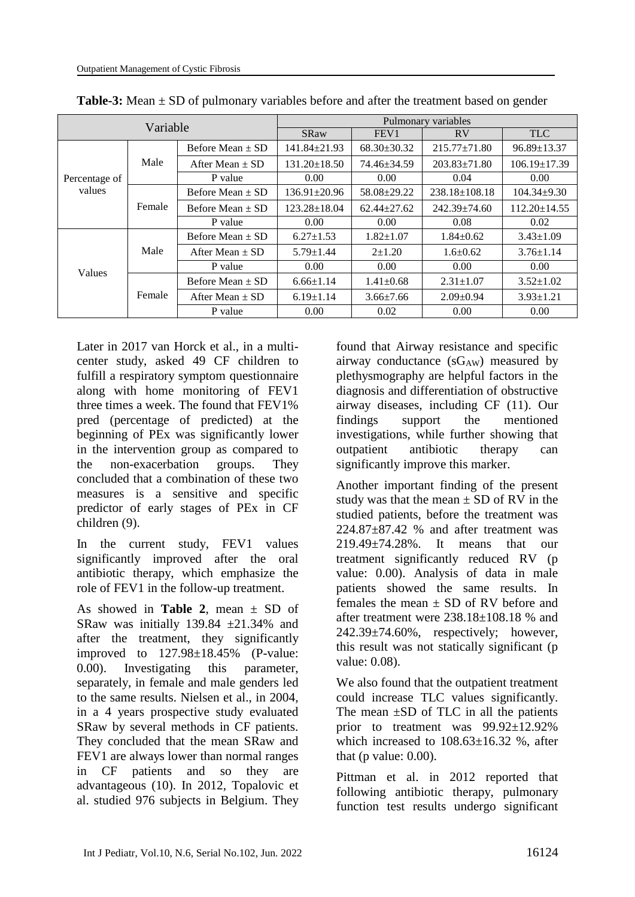**Table-3:** Mean ± SD of pulmonary variables before and after the treatment based on gender

| Variable | | | Pulmonary variables | | | |
|---|---|---|---|---|---|---|
| | | | SRaw | FEV1 | RV | TLC |
| Percentage of values | Male | Before Mean ± SD | 141.84±21.93 | 68.30±30.32 | 215.77±71.80 | 96.89±13.37 |
| | | After Mean ± SD | 131.20±18.50 | 74.46±34.59 | 203.83±71.80 | 106.19±17.39 |
| | | P value | 0.00 | 0.00 | 0.04 | 0.00 |
| | Female | Before Mean ± SD | 136.91±20.96 | 58.08±29.22 | 238.18±108.18 | 104.34±9.30 |
| | | Before Mean ± SD | 123.28±18.04 | 62.44±27.62 | 242.39±74.60 | 112.20±14.55 |
| | | P value | 0.00 | 0.00 | 0.08 | 0.02 |
| Values | Male | Before Mean ± SD | 6.27±1.53 | 1.82±1.07 | 1.84±0.62 | 3.43±1.09 |
| | | After Mean ± SD | 5.79±1.44 | 2±1.20 | 1.6±0.62 | 3.76±1.14 |
| | | P value | 0.00 | 0.00 | 0.00 | 0.00 |
| | Female | Before Mean ± SD | 6.66±1.14 | 1.41±0.68 | 2.31±1.07 | 3.52±1.02 |
| | | After Mean ± SD | 6.19±1.14 | 3.66±7.66 | 2.09±0.94 | 3.93±1.21 |
| | | P value | 0.00 | 0.02 | 0.00 | 0.00 |

Later in 2017 van Horck et al., in a multi-center study, asked 49 CF children to fulfill a respiratory symptom questionnaire along with home monitoring of FEV1 three times a week. The found that FEV1% pred (percentage of predicted) at the beginning of PEx was significantly lower in the intervention group as compared to the non-exacerbation groups. They concluded that a combination of these two measures is a sensitive and specific predictor of early stages of PEx in CF children (9).

In the current study, FEV1 values significantly improved after the oral antibiotic therapy, which emphasize the role of FEV1 in the follow-up treatment.

As showed in **Table 2**, mean ± SD of SRaw was initially 139.84 ±21.34% and after the treatment, they significantly improved to 127.98±18.45% (P-value: 0.00). Investigating this parameter, separately, in female and male genders led to the same results. Nielsen et al., in 2004, in a 4 years prospective study evaluated SRaw by several methods in CF patients. They concluded that the mean SRaw and FEV1 are always lower than normal ranges in CF patients and so they are advantageous (10). In 2012, Topalovic et al. studied 976 subjects in Belgium. They found that Airway resistance and specific airway conductance ($sG_{AW}$) measured by plethysmography are helpful factors in the diagnosis and differentiation of obstructive airway diseases, including CF (11). Our findings support the mentioned investigations, while further showing that outpatient antibiotic therapy can significantly improve this marker.

Another important finding of the present study was that the mean ± SD of RV in the studied patients, before the treatment was 224.87±87.42 % and after treatment was 219.49±74.28%. It means that our treatment significantly reduced RV (p value: 0.00). Analysis of data in male patients showed the same results. In females the mean ± SD of RV before and after treatment were 238.18±108.18 % and 242.39±74.60%, respectively; however, this result was not statically significant (p value: 0.08).

We also found that the outpatient treatment could increase TLC values significantly. The mean ±SD of TLC in all the patients prior to treatment was 99.92±12.92% which increased to 108.63±16.32 %, after that (p value: 0.00).

Pittman et al. in 2012 reported that following antibiotic therapy, pulmonary function test results undergo significant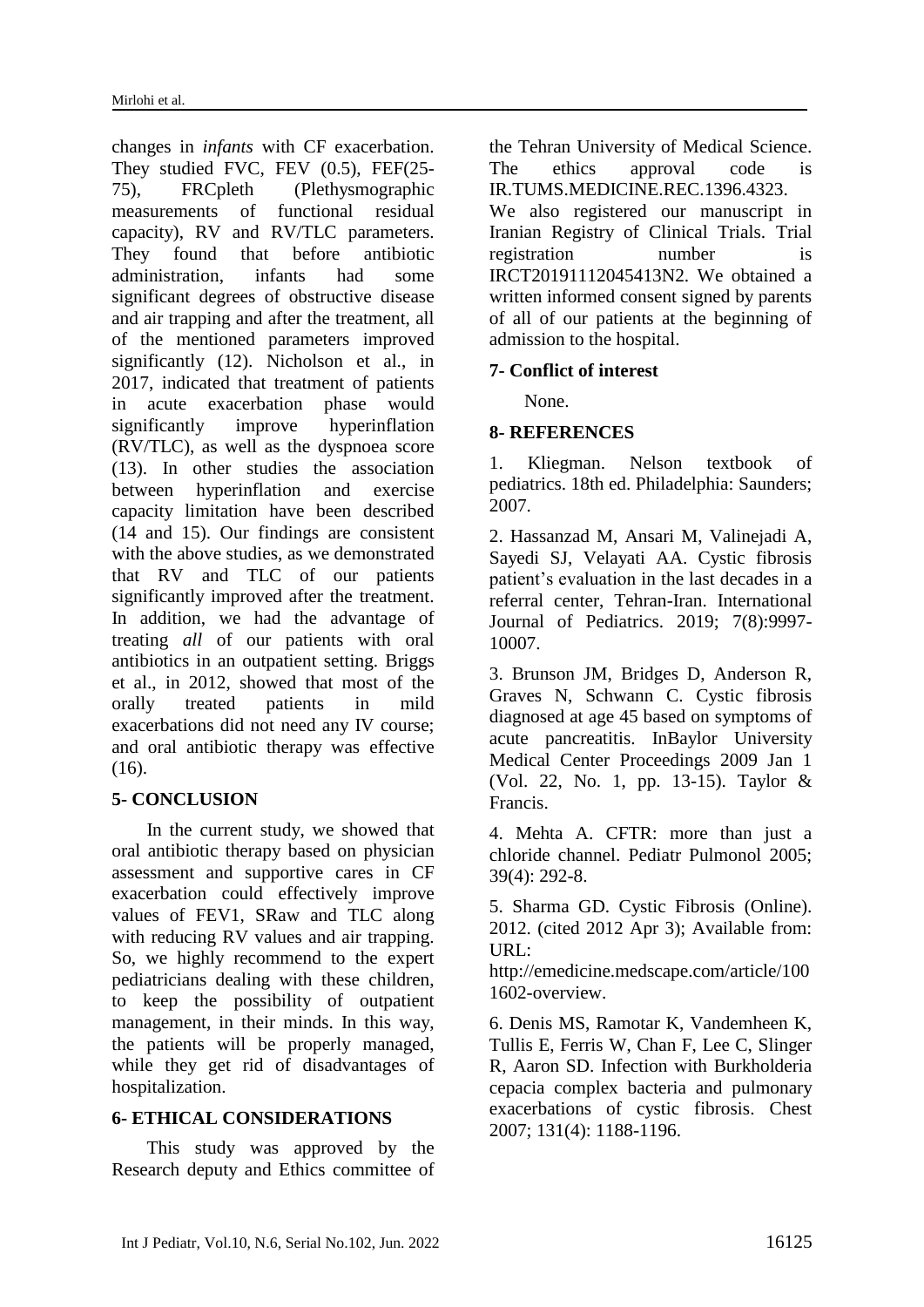changes in *infants* with CF exacerbation. They studied FVC, FEV (0.5), FEF(25-75), FRCpleth (Plethysmographic measurements of functional residual capacity), RV and RV/TLC parameters. They found that before antibiotic administration, infants had some significant degrees of obstructive disease and air trapping and after the treatment, all of the mentioned parameters improved significantly (12). Nicholson et al., in 2017, indicated that treatment of patients in acute exacerbation phase would significantly improve hyperinflation (RV/TLC), as well as the dyspnoea score (13). In other studies the association between hyperinflation and exercise capacity limitation have been described (14 and 15). Our findings are consistent with the above studies, as we demonstrated that RV and TLC of our patients significantly improved after the treatment. In addition, we had the advantage of treating *all* of our patients with oral antibiotics in an outpatient setting. Briggs et al., in 2012, showed that most of the orally treated patients in mild exacerbations did not need any IV course; and oral antibiotic therapy was effective (16).

## 5- CONCLUSION

In the current study, we showed that oral antibiotic therapy based on physician assessment and supportive cares in CF exacerbation could effectively improve values of FEV1, SRaw and TLC along with reducing RV values and air trapping. So, we highly recommend to the expert pediatricians dealing with these children, to keep the possibility of outpatient management, in their minds. In this way, the patients will be properly managed, while they get rid of disadvantages of hospitalization.

## 6- ETHICAL CONSIDERATIONS

This study was approved by the Research deputy and Ethics committee of the Tehran University of Medical Science. The ethics approval code is IR.TUMS.MEDICINE.REC.1396.4323.

We also registered our manuscript in Iranian Registry of Clinical Trials. Trial registration number is IRCT20191112045413N2. We obtained a written informed consent signed by parents of all of our patients at the beginning of admission to the hospital.

## 7- Conflict of interest

None.

## 8- REFERENCES

1. Kliegman. Nelson textbook of pediatrics. 18th ed. Philadelphia: Saunders; 2007.

2. Hassanzad M, Ansari M, Valinejadi A, Sayedi SJ, Velayati AA. Cystic fibrosis patient's evaluation in the last decades in a referral center, Tehran-Iran. International Journal of Pediatrics. 2019; 7(8):9997-10007.

3. Brunson JM, Bridges D, Anderson R, Graves N, Schwann C. Cystic fibrosis diagnosed at age 45 based on symptoms of acute pancreatitis. InBaylor University Medical Center Proceedings 2009 Jan 1 (Vol. 22, No. 1, pp. 13-15). Taylor & Francis.

4. Mehta A. CFTR: more than just a chloride channel. Pediatr Pulmonol 2005; 39(4): 292-8.

5. Sharma GD. Cystic Fibrosis (Online). 2012. (cited 2012 Apr 3); Available from: URL: http://emedicine.medscape.com/article/1001602-overview.

6. Denis MS, Ramotar K, Vandemheen K, Tullis E, Ferris W, Chan F, Lee C, Slinger R, Aaron SD. Infection with Burkholderia cepacia complex bacteria and pulmonary exacerbations of cystic fibrosis. Chest 2007; 131(4): 1188-1196.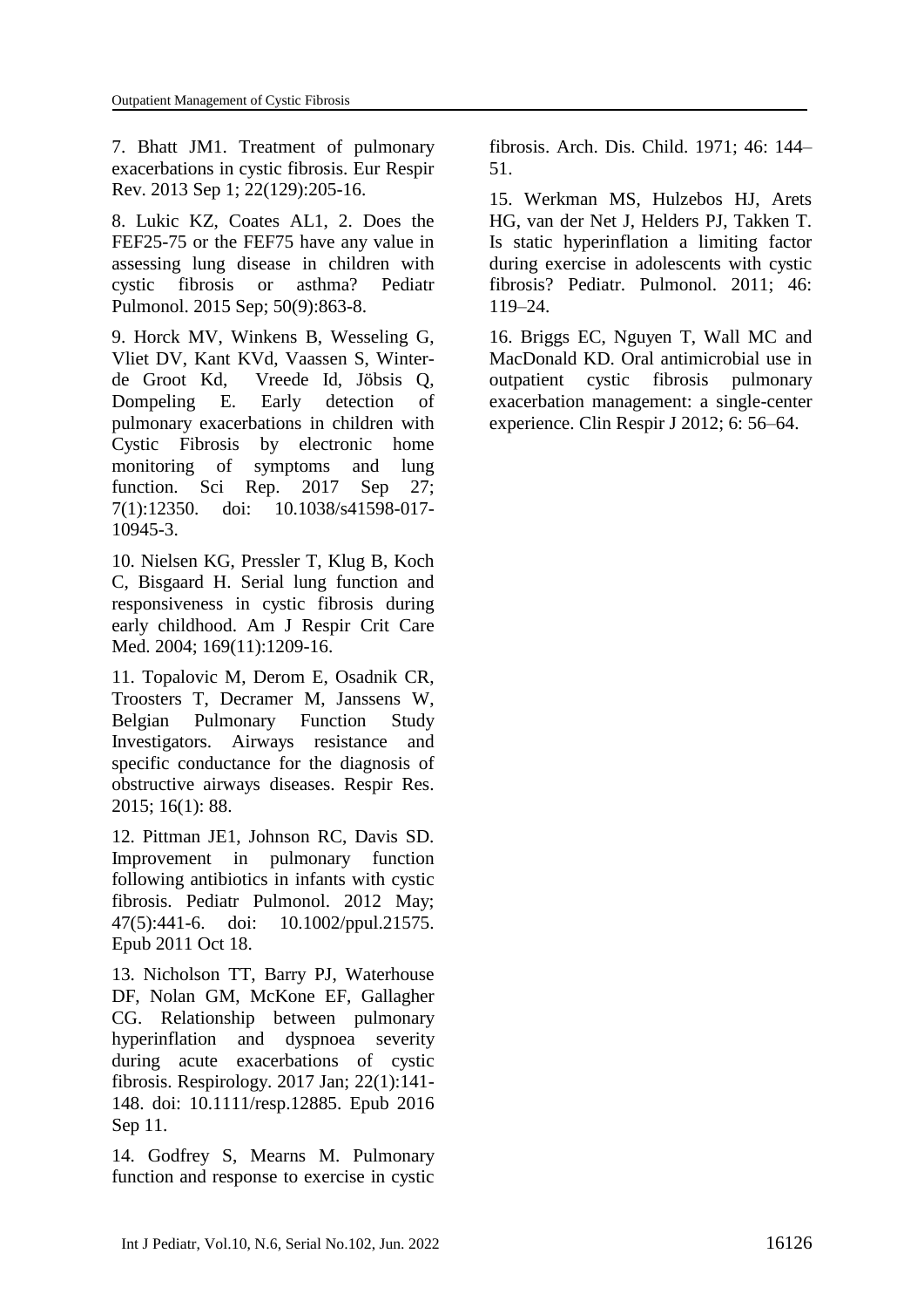7. Bhatt JM1. Treatment of pulmonary exacerbations in cystic fibrosis. Eur Respir Rev. 2013 Sep 1; 22(129):205-16.

8. Lukic KZ, Coates AL1, 2. Does the FEF25-75 or the FEF75 have any value in assessing lung disease in children with cystic fibrosis or asthma? Pediatr Pulmonol. 2015 Sep; 50(9):863-8.

9. Horck MV, Winkens B, Wesseling G, Vliet DV, Kant KVd, Vaassen S, Winter-de Groot Kd, Vreede Id, Jöbsis Q, Dompeling E. Early detection of pulmonary exacerbations in children with Cystic Fibrosis by electronic home monitoring of symptoms and lung function. Sci Rep. 2017 Sep 27; 7(1):12350. doi: 10.1038/s41598-017-10945-3.

10. Nielsen KG, Pressler T, Klug B, Koch C, Bisgaard H. Serial lung function and responsiveness in cystic fibrosis during early childhood. Am J Respir Crit Care Med. 2004; 169(11):1209-16.

11. Topalovic M, Derom E, Osadnik CR, Troosters T, Decramer M, Janssens W, Belgian Pulmonary Function Study Investigators. Airways resistance and specific conductance for the diagnosis of obstructive airways diseases. Respir Res. 2015; 16(1): 88.

12. Pittman JE1, Johnson RC, Davis SD. Improvement in pulmonary function following antibiotics in infants with cystic fibrosis. Pediatr Pulmonol. 2012 May; 47(5):441-6. doi: 10.1002/ppul.21575. Epub 2011 Oct 18.

13. Nicholson TT, Barry PJ, Waterhouse DF, Nolan GM, McKone EF, Gallagher CG. Relationship between pulmonary hyperinflation and dyspnoea severity during acute exacerbations of cystic fibrosis. Respirology. 2017 Jan; 22(1):141-148. doi: 10.1111/resp.12885. Epub 2016 Sep 11.

14. Godfrey S, Mearns M. Pulmonary function and response to exercise in cystic fibrosis. Arch. Dis. Child. 1971; 46: 144–51.

15. Werkman MS, Hulzebos HJ, Arets HG, van der Net J, Helders PJ, Takken T. Is static hyperinflation a limiting factor during exercise in adolescents with cystic fibrosis? Pediatr. Pulmonol. 2011; 46: 119–24.

16. Briggs EC, Nguyen T, Wall MC and MacDonald KD. Oral antimicrobial use in outpatient cystic fibrosis pulmonary exacerbation management: a single-center experience. Clin Respir J 2012; 6: 56–64.